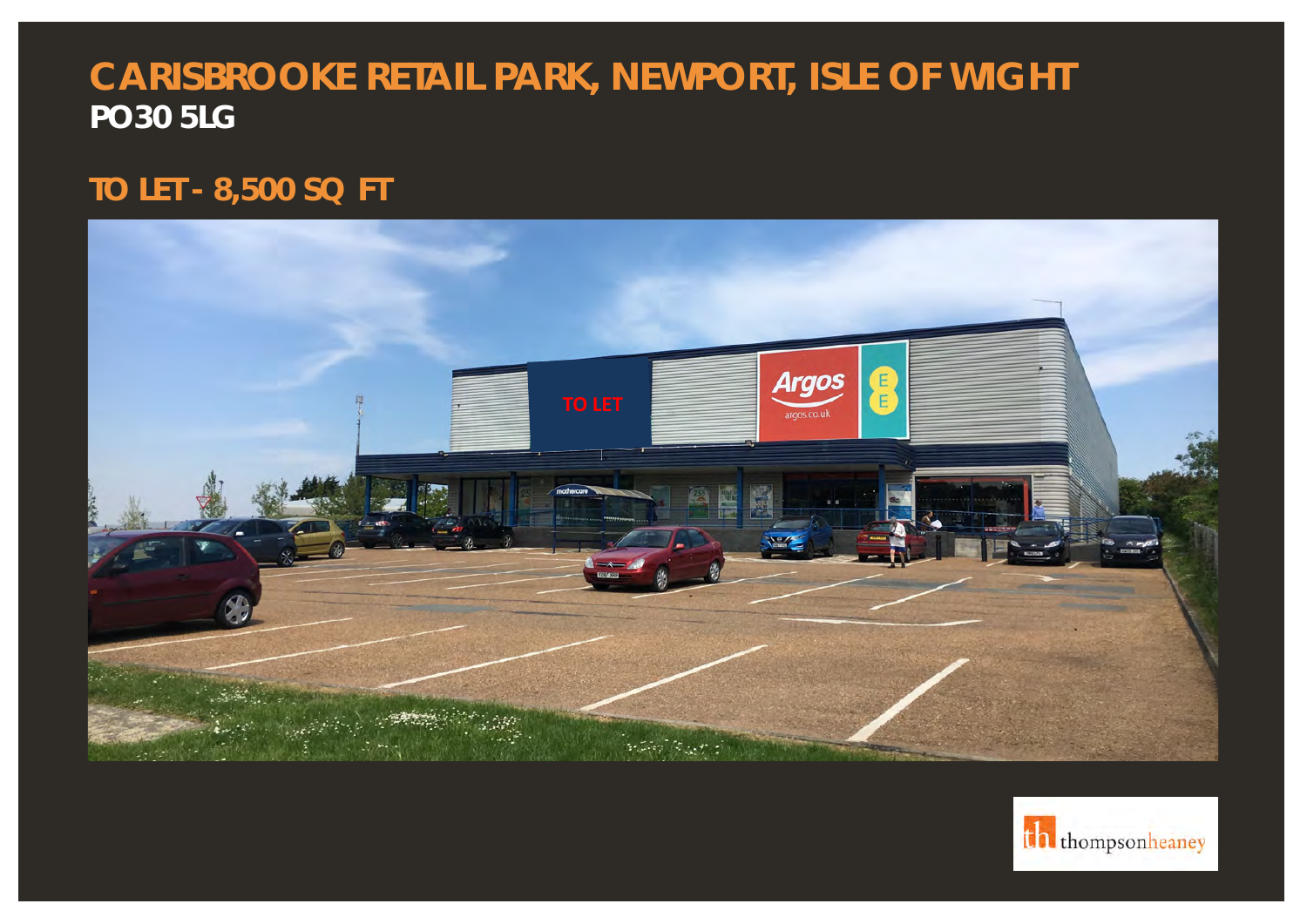# CARISBROOKE RETAIL PARK, NEWPORT, ISLE OF WIGHT

**PO30 5LG**

## TO LET - 8,500 SQ FT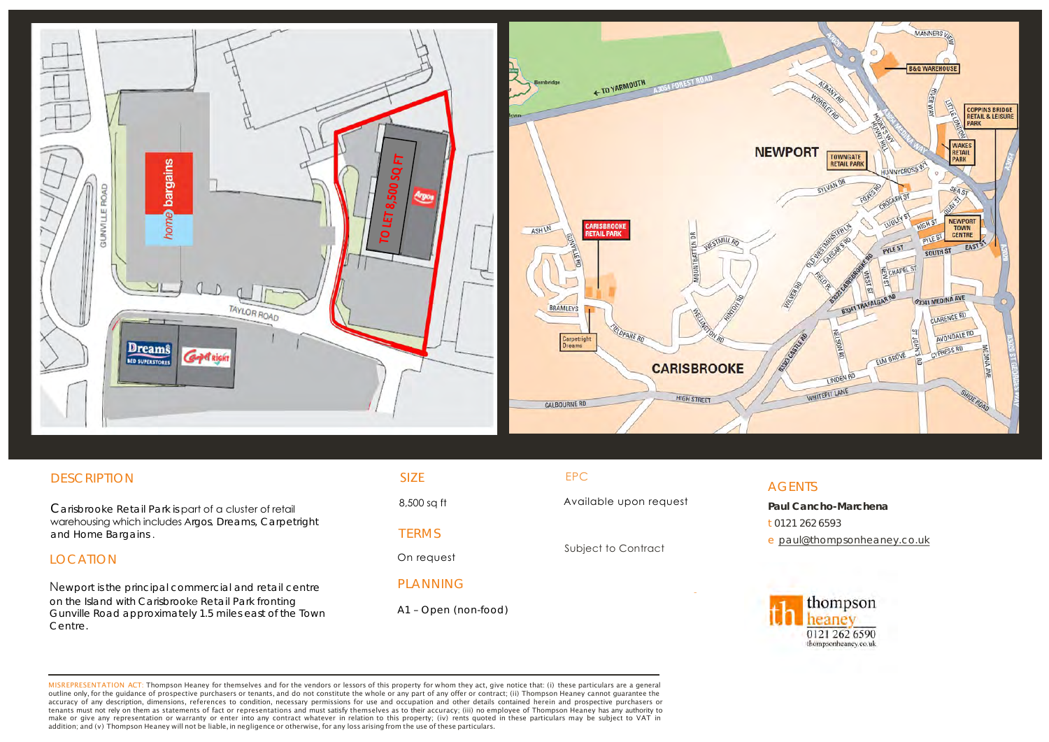## DESCRIPTION

Carisbrooke Retail Park is part of a cluster of retail warehousing which includes Argos, Dreams, Carpetright and Home Bargains.

## LOCATION

Newport is the principal commercial and retail centre on the Island with Carisbrooke Retail Park fronting Gunville Road approximately 1.5 miles east of the Town Centre.

## SIZE

8,500 sq ft

## TERMS

On request

## PLANNING

A1 – Open (non-food)

## EPC

Available upon request

Subject to Contract

## AGENTS

**Paul Cancho-Marchena**

t 0121 262 6593

e paul@thompsonheaney.co.uk

thompson heaney
0121 262 6590
thompsonheaney.co.uk

MISREPRESENTATION ACT: Thompson Heaney for themselves and for the vendors or lessors of this property for whom they act, give notice that: (i) these particulars are a general outline only, for the guidance of prospective purchasers or tenants, and do not constitute the whole or any part of any offer or contract; (ii) Thompson Heaney cannot guarantee the accuracy of any description, dimensions, references to condition, necessary permissions for use and occupation and other details contained herein and prospective purchasers or tenants must not rely on them as statements of fact or representations and must satisfy themselves as to their accuracy; (iii) no employee of Thompson Heaney has any authority to make or give any representation or warranty or enter into any contract whatever in relation to this property; (iv) rents quoted in these particulars may be subject to VAT in addition; and (v) Thompson Heaney will not be liable, in negligence or otherwise, for any loss arising from the use of these particulars.